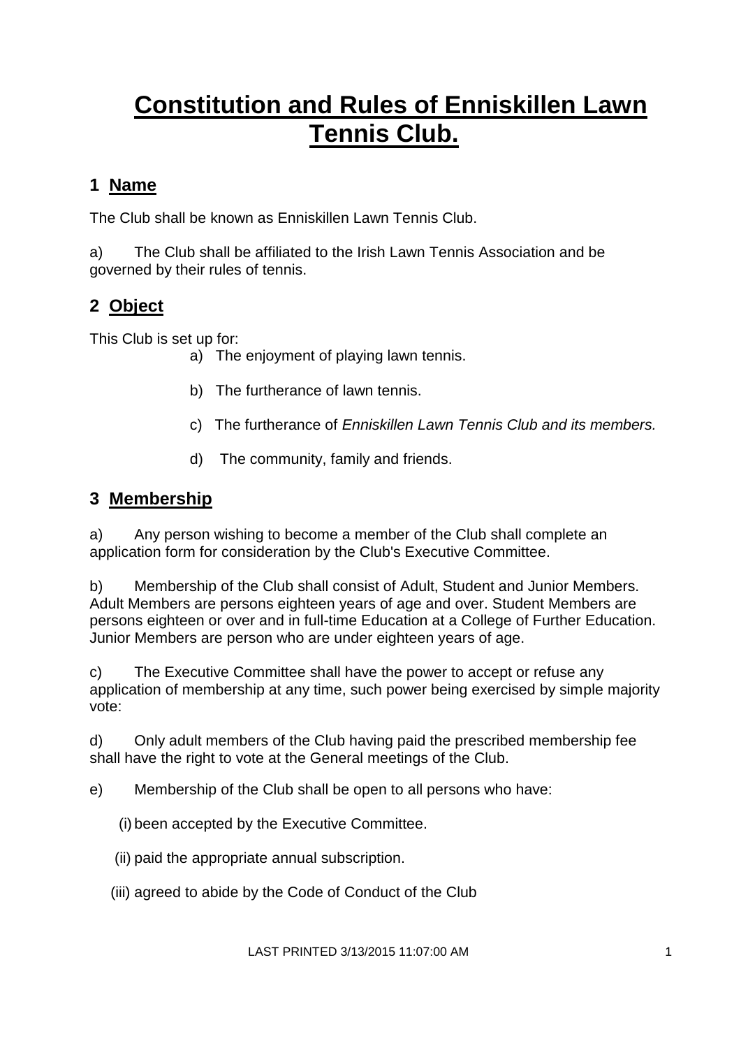# **Constitution and Rules of Enniskillen Lawn Tennis Club.**

## 1 Name

The Club shall be known as Enniskillen Lawn Tennis Club.

a) The Club shall be affiliated to the Irish Lawn Tennis Association and be governed by their rules of tennis.

## 2 Object

This Club is set up for:

a) The enjoyment of playing lawn tennis.

b) The furtherance of lawn tennis.

c) The furtherance of *Enniskillen Lawn Tennis Club and its members.*

d) The community, family and friends.

## 3 Membership

a) Any person wishing to become a member of the Club shall complete an application form for consideration by the Club's Executive Committee.

b) Membership of the Club shall consist of Adult, Student and Junior Members. Adult Members are persons eighteen years of age and over. Student Members are persons eighteen or over and in full-time Education at a College of Further Education. Junior Members are person who are under eighteen years of age.

c) The Executive Committee shall have the power to accept or refuse any application of membership at any time, such power being exercised by simple majority vote:

d) Only adult members of the Club having paid the prescribed membership fee shall have the right to vote at the General meetings of the Club.

e) Membership of the Club shall be open to all persons who have:

(i) been accepted by the Executive Committee.

(ii) paid the appropriate annual subscription.

(iii) agreed to abide by the Code of Conduct of the Club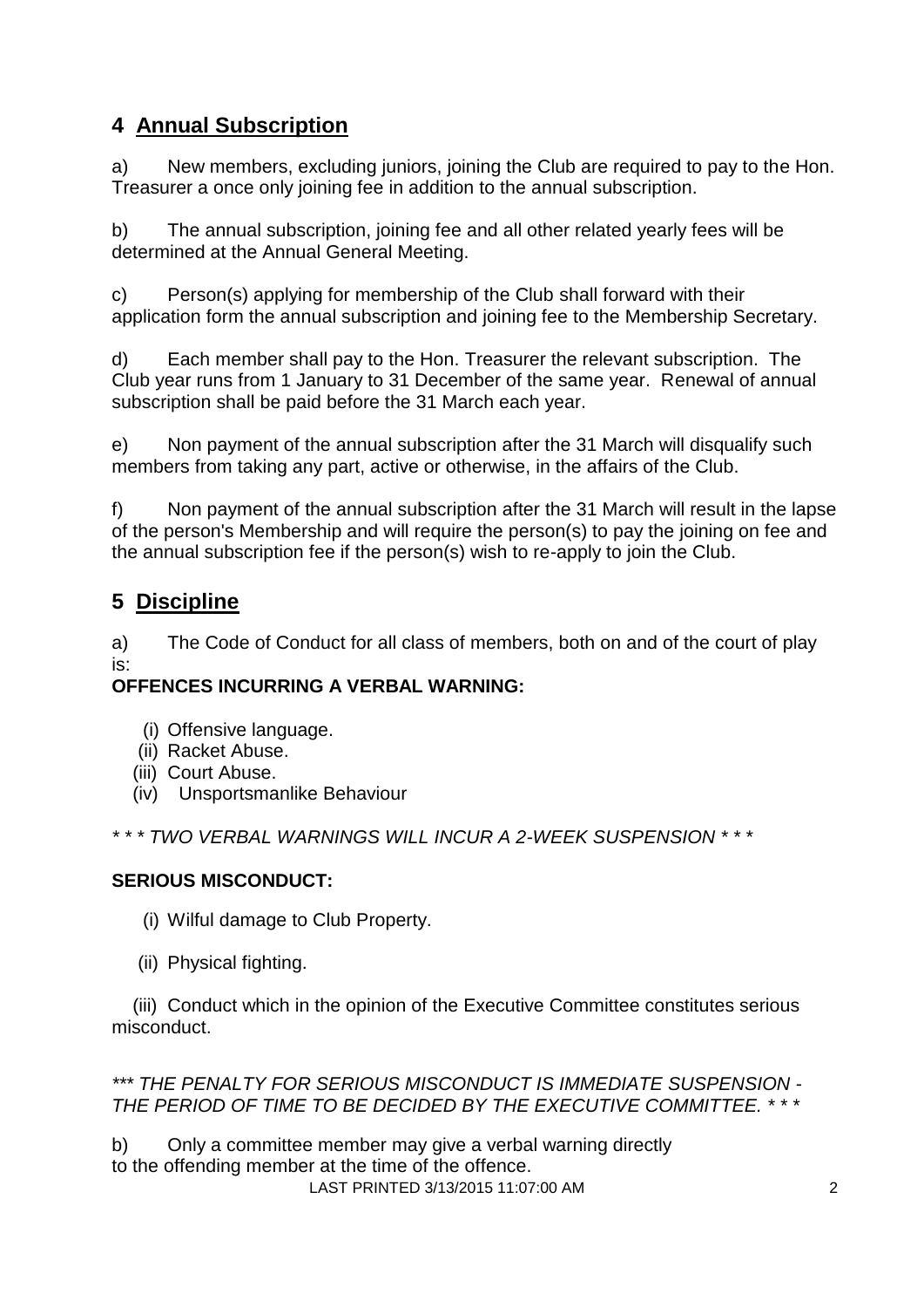## 4 Annual Subscription

a) New members, excluding juniors, joining the Club are required to pay to the Hon. Treasurer a once only joining fee in addition to the annual subscription.

b) The annual subscription, joining fee and all other related yearly fees will be determined at the Annual General Meeting.

c) Person(s) applying for membership of the Club shall forward with their application form the annual subscription and joining fee to the Membership Secretary.

d) Each member shall pay to the Hon. Treasurer the relevant subscription. The Club year runs from 1 January to 31 December of the same year. Renewal of annual subscription shall be paid before the 31 March each year.

e) Non payment of the annual subscription after the 31 March will disqualify such members from taking any part, active or otherwise, in the affairs of the Club.

f) Non payment of the annual subscription after the 31 March will result in the lapse of the person's Membership and will require the person(s) to pay the joining on fee and the annual subscription fee if the person(s) wish to re-apply to join the Club.

## 5 Discipline

a) The Code of Conduct for all class of members, both on and of the court of play is:

**OFFENCES INCURRING A VERBAL WARNING:**

(i) Offensive language.
(ii) Racket Abuse.
(iii) Court Abuse.
(iv) Unsportsmanlike Behaviour

*\* \* \* TWO VERBAL WARNINGS WILL INCUR A 2-WEEK SUSPENSION \* \* \**

**SERIOUS MISCONDUCT:**

(i) Wilful damage to Club Property.

(ii) Physical fighting.

(iii) Conduct which in the opinion of the Executive Committee constitutes serious misconduct.

*\*\*\* THE PENALTY FOR SERIOUS MISCONDUCT IS IMMEDIATE SUSPENSION - THE PERIOD OF TIME TO BE DECIDED BY THE EXECUTIVE COMMITTEE. \* \* \**

b) Only a committee member may give a verbal warning directly to the offending member at the time of the offence.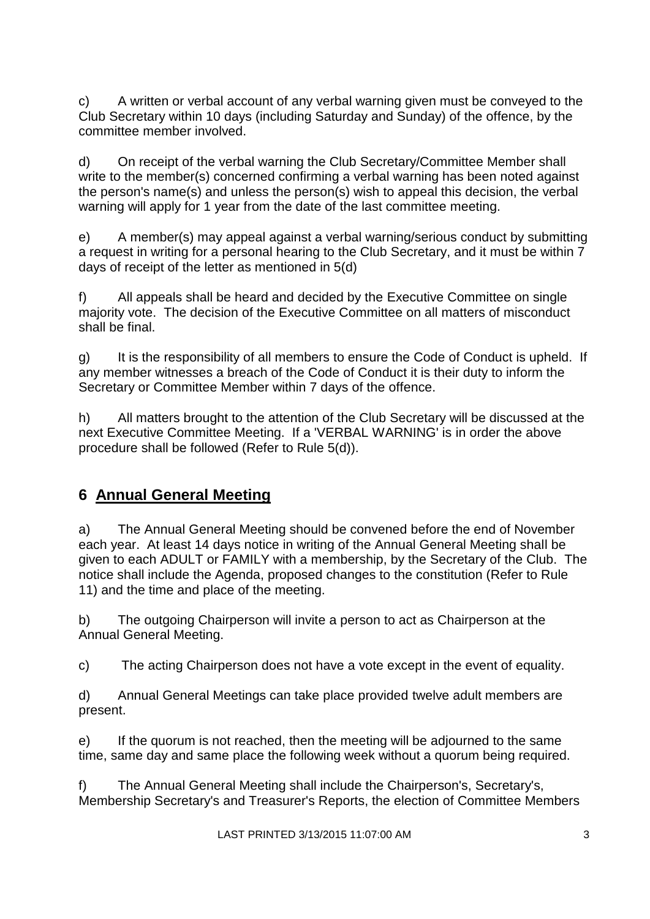c) A written or verbal account of any verbal warning given must be conveyed to the Club Secretary within 10 days (including Saturday and Sunday) of the offence, by the committee member involved.

d) On receipt of the verbal warning the Club Secretary/Committee Member shall write to the member(s) concerned confirming a verbal warning has been noted against the person's name(s) and unless the person(s) wish to appeal this decision, the verbal warning will apply for 1 year from the date of the last committee meeting.

e) A member(s) may appeal against a verbal warning/serious conduct by submitting a request in writing for a personal hearing to the Club Secretary, and it must be within 7 days of receipt of the letter as mentioned in 5(d)

f) All appeals shall be heard and decided by the Executive Committee on single majority vote. The decision of the Executive Committee on all matters of misconduct shall be final.

g) It is the responsibility of all members to ensure the Code of Conduct is upheld. If any member witnesses a breach of the Code of Conduct it is their duty to inform the Secretary or Committee Member within 7 days of the offence.

h) All matters brought to the attention of the Club Secretary will be discussed at the next Executive Committee Meeting. If a 'VERBAL WARNING' is in order the above procedure shall be followed (Refer to Rule 5(d)).

## 6 Annual General Meeting

a) The Annual General Meeting should be convened before the end of November each year. At least 14 days notice in writing of the Annual General Meeting shall be given to each ADULT or FAMILY with a membership, by the Secretary of the Club. The notice shall include the Agenda, proposed changes to the constitution (Refer to Rule 11) and the time and place of the meeting.

b) The outgoing Chairperson will invite a person to act as Chairperson at the Annual General Meeting.

c) The acting Chairperson does not have a vote except in the event of equality.

d) Annual General Meetings can take place provided twelve adult members are present.

e) If the quorum is not reached, then the meeting will be adjourned to the same time, same day and same place the following week without a quorum being required.

f) The Annual General Meeting shall include the Chairperson's, Secretary's, Membership Secretary's and Treasurer's Reports, the election of Committee Members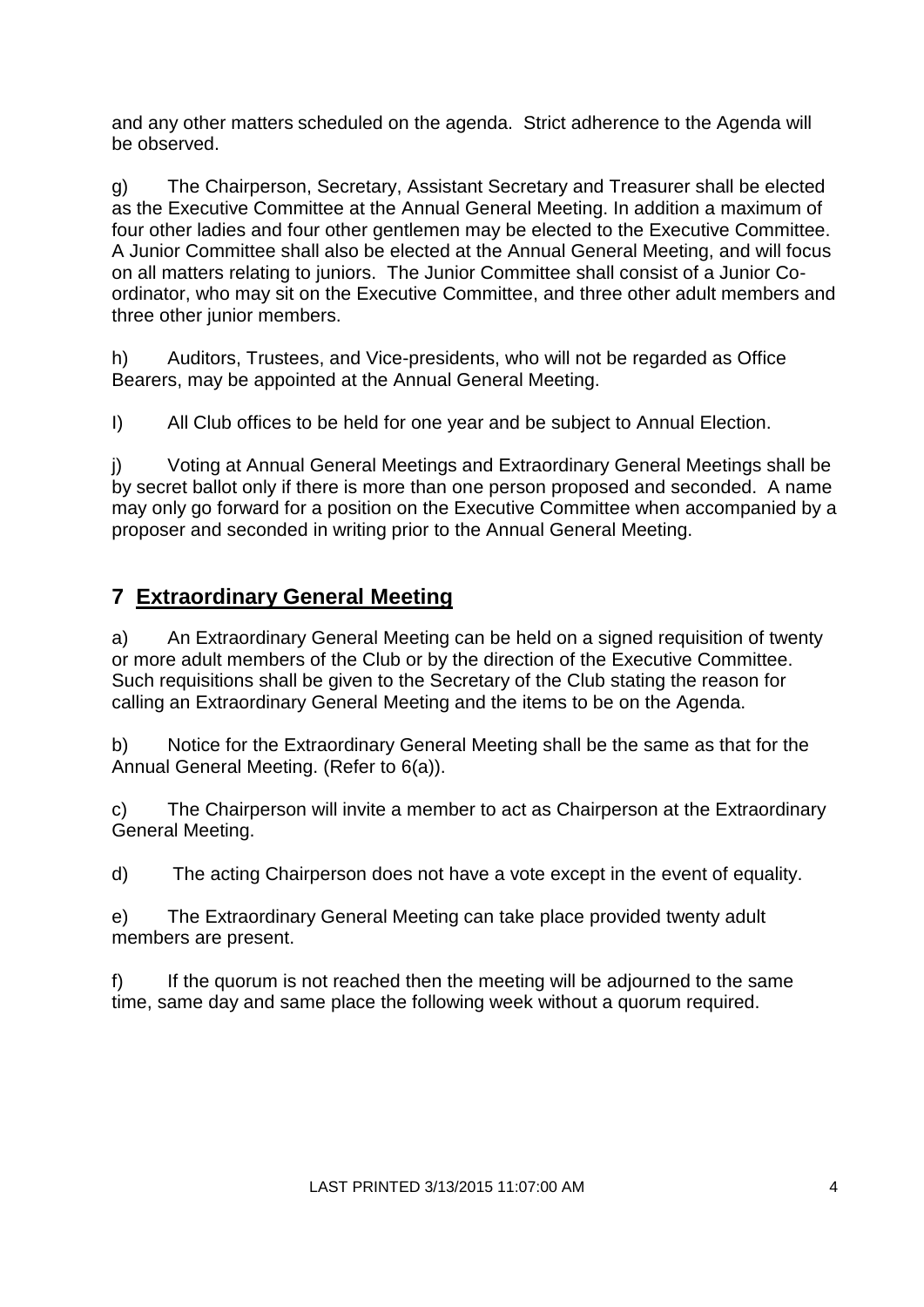and any other matters scheduled on the agenda. Strict adherence to the Agenda will be observed.

g) The Chairperson, Secretary, Assistant Secretary and Treasurer shall be elected as the Executive Committee at the Annual General Meeting. In addition a maximum of four other ladies and four other gentlemen may be elected to the Executive Committee. A Junior Committee shall also be elected at the Annual General Meeting, and will focus on all matters relating to juniors. The Junior Committee shall consist of a Junior Co-ordinator, who may sit on the Executive Committee, and three other adult members and three other junior members.

h) Auditors, Trustees, and Vice-presidents, who will not be regarded as Office Bearers, may be appointed at the Annual General Meeting.

I) All Club offices to be held for one year and be subject to Annual Election.

j) Voting at Annual General Meetings and Extraordinary General Meetings shall be by secret ballot only if there is more than one person proposed and seconded. A name may only go forward for a position on the Executive Committee when accompanied by a proposer and seconded in writing prior to the Annual General Meeting.

## 7 Extraordinary General Meeting

a) An Extraordinary General Meeting can be held on a signed requisition of twenty or more adult members of the Club or by the direction of the Executive Committee. Such requisitions shall be given to the Secretary of the Club stating the reason for calling an Extraordinary General Meeting and the items to be on the Agenda.

b) Notice for the Extraordinary General Meeting shall be the same as that for the Annual General Meeting. (Refer to 6(a)).

c) The Chairperson will invite a member to act as Chairperson at the Extraordinary General Meeting.

d) The acting Chairperson does not have a vote except in the event of equality.

e) The Extraordinary General Meeting can take place provided twenty adult members are present.

f) If the quorum is not reached then the meeting will be adjourned to the same time, same day and same place the following week without a quorum required.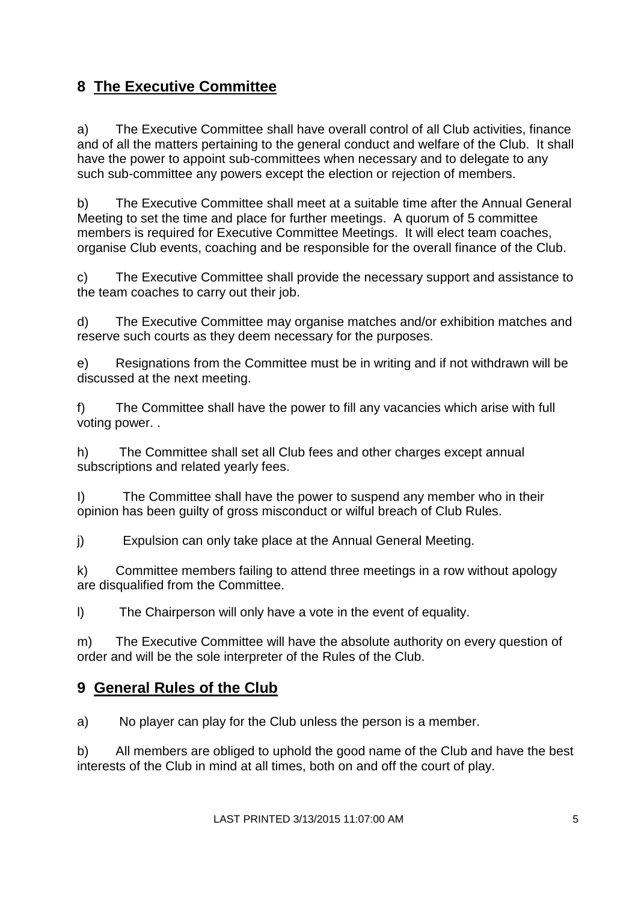## 8 The Executive Committee

a) The Executive Committee shall have overall control of all Club activities, finance and of all the matters pertaining to the general conduct and welfare of the Club. It shall have the power to appoint sub-committees when necessary and to delegate to any such sub-committee any powers except the election or rejection of members.

b) The Executive Committee shall meet at a suitable time after the Annual General Meeting to set the time and place for further meetings. A quorum of 5 committee members is required for Executive Committee Meetings. It will elect team coaches, organise Club events, coaching and be responsible for the overall finance of the Club.

c) The Executive Committee shall provide the necessary support and assistance to the team coaches to carry out their job.

d) The Executive Committee may organise matches and/or exhibition matches and reserve such courts as they deem necessary for the purposes.

e) Resignations from the Committee must be in writing and if not withdrawn will be discussed at the next meeting.

f) The Committee shall have the power to fill any vacancies which arise with full voting power. .

h) The Committee shall set all Club fees and other charges except annual subscriptions and related yearly fees.

I) The Committee shall have the power to suspend any member who in their opinion has been guilty of gross misconduct or wilful breach of Club Rules.

j) Expulsion can only take place at the Annual General Meeting.

k) Committee members failing to attend three meetings in a row without apology are disqualified from the Committee.

l) The Chairperson will only have a vote in the event of equality.

m) The Executive Committee will have the absolute authority on every question of order and will be the sole interpreter of the Rules of the Club.

## 9 General Rules of the Club

a) No player can play for the Club unless the person is a member.

b) All members are obliged to uphold the good name of the Club and have the best interests of the Club in mind at all times, both on and off the court of play.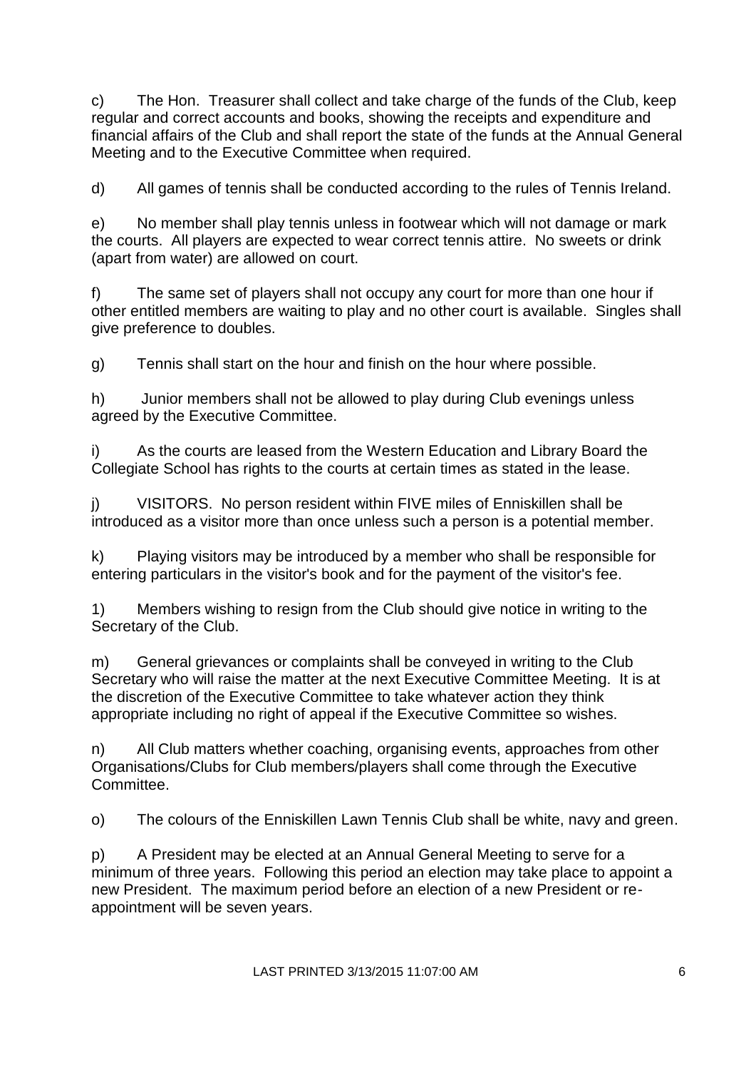c) The Hon. Treasurer shall collect and take charge of the funds of the Club, keep regular and correct accounts and books, showing the receipts and expenditure and financial affairs of the Club and shall report the state of the funds at the Annual General Meeting and to the Executive Committee when required.

d) All games of tennis shall be conducted according to the rules of Tennis Ireland.

e) No member shall play tennis unless in footwear which will not damage or mark the courts. All players are expected to wear correct tennis attire. No sweets or drink (apart from water) are allowed on court.

f) The same set of players shall not occupy any court for more than one hour if other entitled members are waiting to play and no other court is available. Singles shall give preference to doubles.

g) Tennis shall start on the hour and finish on the hour where possible.

h) Junior members shall not be allowed to play during Club evenings unless agreed by the Executive Committee.

i) As the courts are leased from the Western Education and Library Board the Collegiate School has rights to the courts at certain times as stated in the lease.

j) VISITORS. No person resident within FIVE miles of Enniskillen shall be introduced as a visitor more than once unless such a person is a potential member.

k) Playing visitors may be introduced by a member who shall be responsible for entering particulars in the visitor's book and for the payment of the visitor's fee.

1) Members wishing to resign from the Club should give notice in writing to the Secretary of the Club.

m) General grievances or complaints shall be conveyed in writing to the Club Secretary who will raise the matter at the next Executive Committee Meeting. It is at the discretion of the Executive Committee to take whatever action they think appropriate including no right of appeal if the Executive Committee so wishes.

n) All Club matters whether coaching, organising events, approaches from other Organisations/Clubs for Club members/players shall come through the Executive Committee.

o) The colours of the Enniskillen Lawn Tennis Club shall be white, navy and green.

p) A President may be elected at an Annual General Meeting to serve for a minimum of three years. Following this period an election may take place to appoint a new President. The maximum period before an election of a new President or re-appointment will be seven years.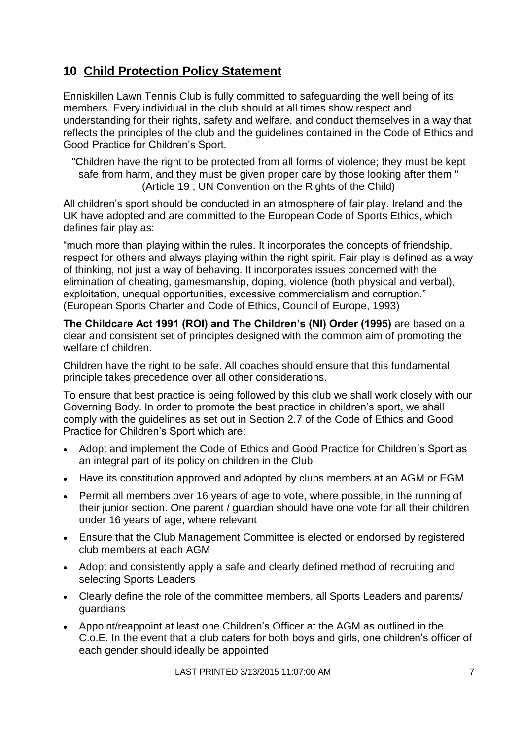## 10 Child Protection Policy Statement

Enniskillen Lawn Tennis Club is fully committed to safeguarding the well being of its members. Every individual in the club should at all times show respect and understanding for their rights, safety and welfare, and conduct themselves in a way that reflects the principles of the club and the guidelines contained in the Code of Ethics and Good Practice for Children's Sport.

"Children have the right to be protected from all forms of violence; they must be kept safe from harm, and they must be given proper care by those looking after them " (Article 19 ; UN Convention on the Rights of the Child)

All children's sport should be conducted in an atmosphere of fair play. Ireland and the UK have adopted and are committed to the European Code of Sports Ethics, which defines fair play as:

"much more than playing within the rules. It incorporates the concepts of friendship, respect for others and always playing within the right spirit. Fair play is defined as a way of thinking, not just a way of behaving. It incorporates issues concerned with the elimination of cheating, gamesmanship, doping, violence (both physical and verbal), exploitation, unequal opportunities, excessive commercialism and corruption." (European Sports Charter and Code of Ethics, Council of Europe, 1993)

**The Childcare Act 1991 (ROI) and The Children's (NI) Order (1995)** are based on a clear and consistent set of principles designed with the common aim of promoting the welfare of children.

Children have the right to be safe. All coaches should ensure that this fundamental principle takes precedence over all other considerations.

To ensure that best practice is being followed by this club we shall work closely with our Governing Body. In order to promote the best practice in children's sport, we shall comply with the guidelines as set out in Section 2.7 of the Code of Ethics and Good Practice for Children's Sport which are:

- Adopt and implement the Code of Ethics and Good Practice for Children's Sport as an integral part of its policy on children in the Club
- Have its constitution approved and adopted by clubs members at an AGM or EGM
- Permit all members over 16 years of age to vote, where possible, in the running of their junior section. One parent / guardian should have one vote for all their children under 16 years of age, where relevant
- Ensure that the Club Management Committee is elected or endorsed by registered club members at each AGM
- Adopt and consistently apply a safe and clearly defined method of recruiting and selecting Sports Leaders
- Clearly define the role of the committee members, all Sports Leaders and parents/ guardians
- Appoint/reappoint at least one Children's Officer at the AGM as outlined in the C.o.E. In the event that a club caters for both boys and girls, one children's officer of each gender should ideally be appointed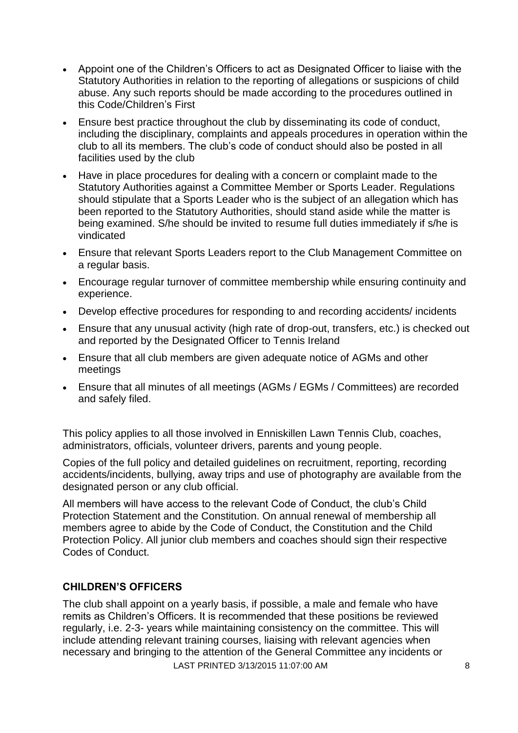- Appoint one of the Children's Officers to act as Designated Officer to liaise with the Statutory Authorities in relation to the reporting of allegations or suspicions of child abuse. Any such reports should be made according to the procedures outlined in this Code/Children's First
- Ensure best practice throughout the club by disseminating its code of conduct, including the disciplinary, complaints and appeals procedures in operation within the club to all its members. The club's code of conduct should also be posted in all facilities used by the club
- Have in place procedures for dealing with a concern or complaint made to the Statutory Authorities against a Committee Member or Sports Leader. Regulations should stipulate that a Sports Leader who is the subject of an allegation which has been reported to the Statutory Authorities, should stand aside while the matter is being examined. S/he should be invited to resume full duties immediately if s/he is vindicated
- Ensure that relevant Sports Leaders report to the Club Management Committee on a regular basis.
- Encourage regular turnover of committee membership while ensuring continuity and experience.
- Develop effective procedures for responding to and recording accidents/ incidents
- Ensure that any unusual activity (high rate of drop-out, transfers, etc.) is checked out and reported by the Designated Officer to Tennis Ireland
- Ensure that all club members are given adequate notice of AGMs and other meetings
- Ensure that all minutes of all meetings (AGMs / EGMs / Committees) are recorded and safely filed.

This policy applies to all those involved in Enniskillen Lawn Tennis Club, coaches, administrators, officials, volunteer drivers, parents and young people.

Copies of the full policy and detailed guidelines on recruitment, reporting, recording accidents/incidents, bullying, away trips and use of photography are available from the designated person or any club official.

All members will have access to the relevant Code of Conduct, the club's Child Protection Statement and the Constitution. On annual renewal of membership all members agree to abide by the Code of Conduct, the Constitution and the Child Protection Policy. All junior club members and coaches should sign their respective Codes of Conduct.

## CHILDREN'S OFFICERS

The club shall appoint on a yearly basis, if possible, a male and female who have remits as Children's Officers. It is recommended that these positions be reviewed regularly, i.e. 2-3- years while maintaining consistency on the committee. This will include attending relevant training courses, liaising with relevant agencies when necessary and bringing to the attention of the General Committee any incidents or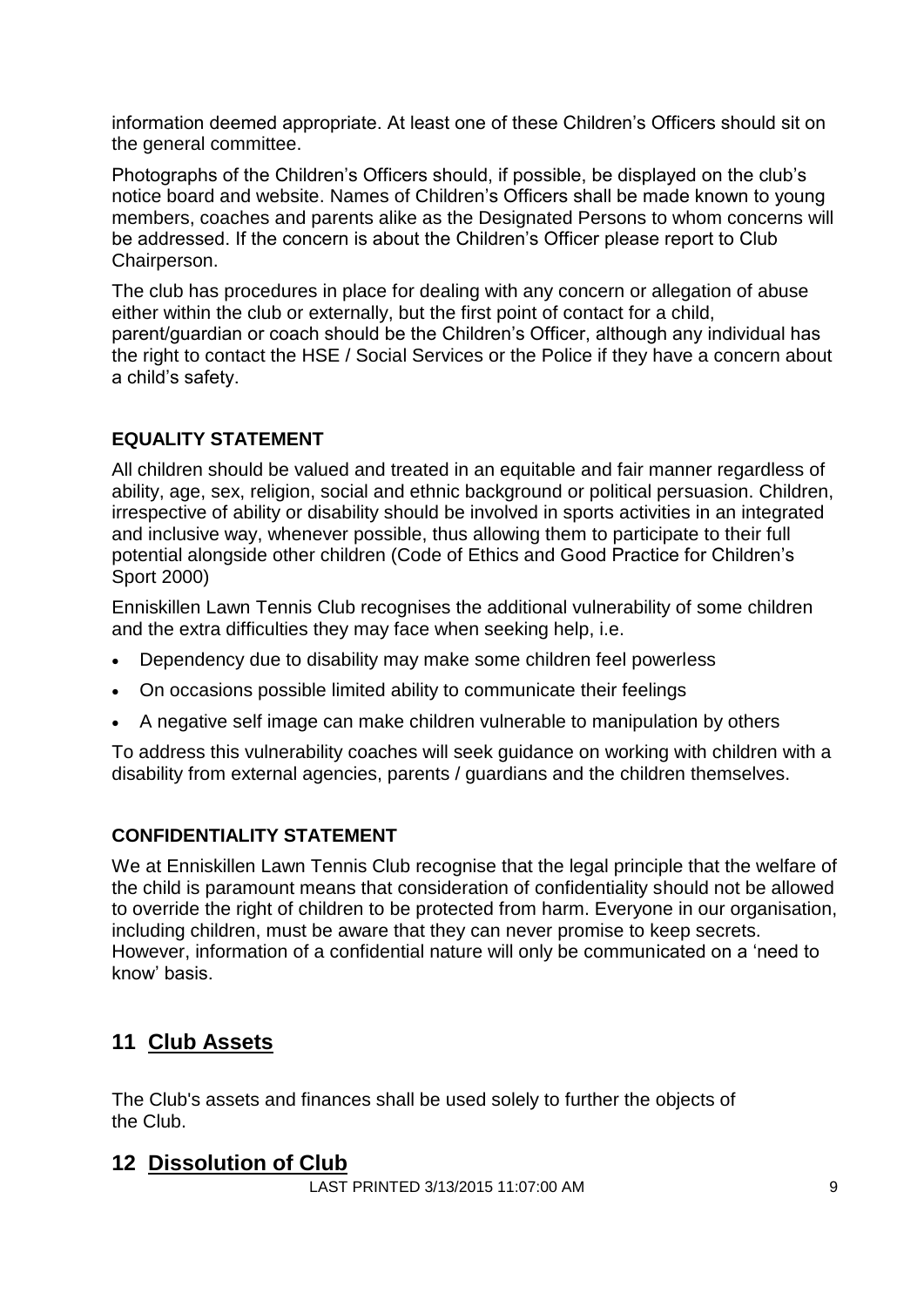information deemed appropriate. At least one of these Children's Officers should sit on the general committee.

Photographs of the Children's Officers should, if possible, be displayed on the club's notice board and website. Names of Children's Officers shall be made known to young members, coaches and parents alike as the Designated Persons to whom concerns will be addressed. If the concern is about the Children's Officer please report to Club Chairperson.

The club has procedures in place for dealing with any concern or allegation of abuse either within the club or externally, but the first point of contact for a child, parent/guardian or coach should be the Children's Officer, although any individual has the right to contact the HSE / Social Services or the Police if they have a concern about a child's safety.

**EQUALITY STATEMENT**

All children should be valued and treated in an equitable and fair manner regardless of ability, age, sex, religion, social and ethnic background or political persuasion. Children, irrespective of ability or disability should be involved in sports activities in an integrated and inclusive way, whenever possible, thus allowing them to participate to their full potential alongside other children (Code of Ethics and Good Practice for Children's Sport 2000)

Enniskillen Lawn Tennis Club recognises the additional vulnerability of some children and the extra difficulties they may face when seeking help, i.e.

- Dependency due to disability may make some children feel powerless
- On occasions possible limited ability to communicate their feelings
- A negative self image can make children vulnerable to manipulation by others

To address this vulnerability coaches will seek guidance on working with children with a disability from external agencies, parents / guardians and the children themselves.

**CONFIDENTIALITY STATEMENT**

We at Enniskillen Lawn Tennis Club recognise that the legal principle that the welfare of the child is paramount means that consideration of confidentiality should not be allowed to override the right of children to be protected from harm. Everyone in our organisation, including children, must be aware that they can never promise to keep secrets. However, information of a confidential nature will only be communicated on a 'need to know' basis.

## 11 Club Assets

The Club's assets and finances shall be used solely to further the objects of the Club.

## 12 Dissolution of Club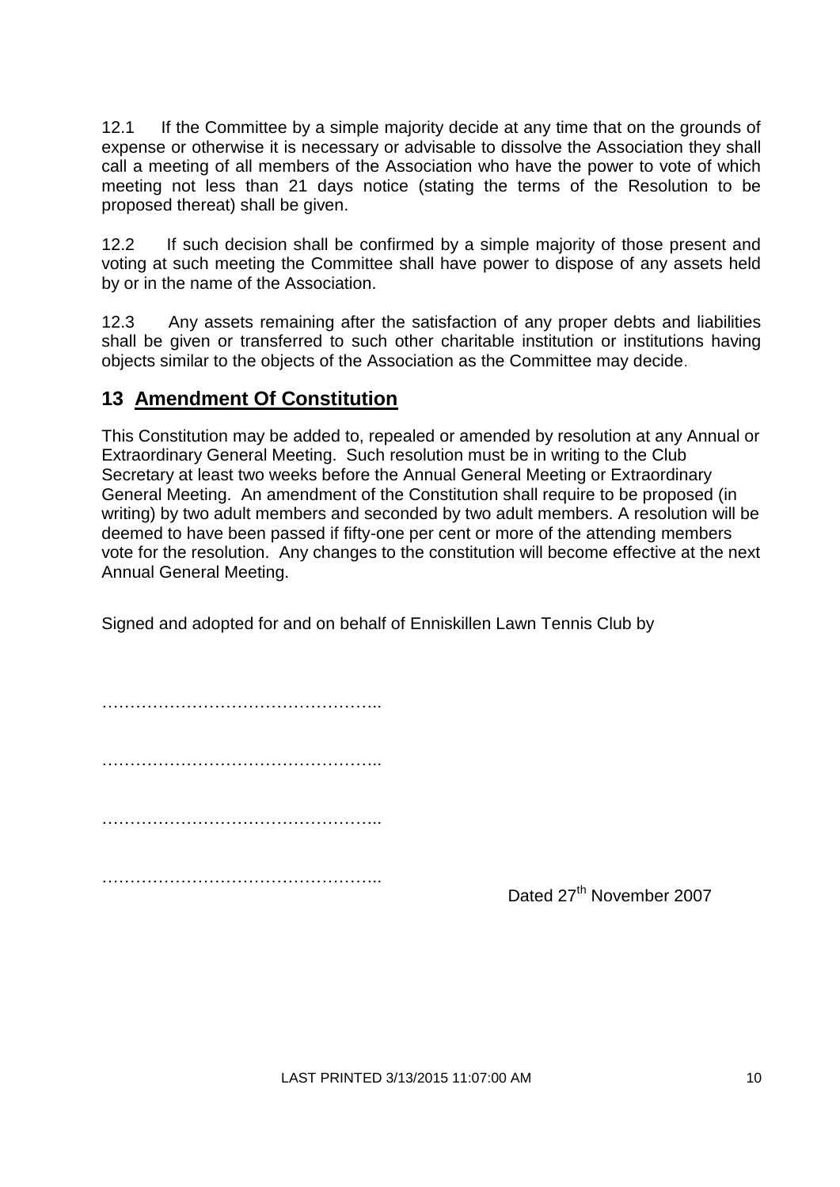12.1 If the Committee by a simple majority decide at any time that on the grounds of expense or otherwise it is necessary or advisable to dissolve the Association they shall call a meeting of all members of the Association who have the power to vote of which meeting not less than 21 days notice (stating the terms of the Resolution to be proposed thereat) shall be given.

12.2 If such decision shall be confirmed by a simple majority of those present and voting at such meeting the Committee shall have power to dispose of any assets held by or in the name of the Association.

12.3 Any assets remaining after the satisfaction of any proper debts and liabilities shall be given or transferred to such other charitable institution or institutions having objects similar to the objects of the Association as the Committee may decide.

## 13 Amendment Of Constitution

This Constitution may be added to, repealed or amended by resolution at any Annual or Extraordinary General Meeting. Such resolution must be in writing to the Club Secretary at least two weeks before the Annual General Meeting or Extraordinary General Meeting. An amendment of the Constitution shall require to be proposed (in writing) by two adult members and seconded by two adult members. A resolution will be deemed to have been passed if fifty-one per cent or more of the attending members vote for the resolution. Any changes to the constitution will become effective at the next Annual General Meeting.

Signed and adopted for and on behalf of Enniskillen Lawn Tennis Club by

…………………………………………..

…………………………………………..

…………………………………………..

…………………………………………..

Dated 27th November 2007